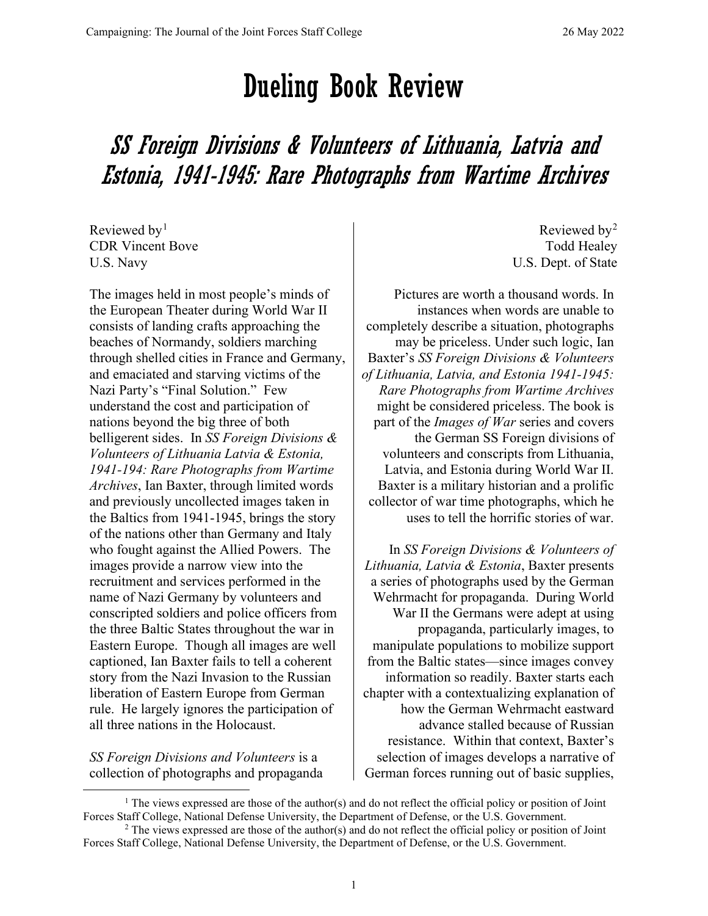# Dueling Book Review

## *SS Foreign Divisions & Volunteers of Lithuania, Latvia and Estonia, 1941-1945: Rare Photographs from Wartime Archives*

Reviewed by[1]
CDR Vincent Bove
U.S. Navy

The images held in most people's minds of the European Theater during World War II consists of landing crafts approaching the beaches of Normandy, soldiers marching through shelled cities in France and Germany, and emaciated and starving victims of the Nazi Party's "Final Solution." Few understand the cost and participation of nations beyond the big three of both belligerent sides. In *SS Foreign Divisions & Volunteers of Lithuania Latvia & Estonia, 1941-194: Rare Photographs from Wartime Archives*, Ian Baxter, through limited words and previously uncollected images taken in the Baltics from 1941-1945, brings the story of the nations other than Germany and Italy who fought against the Allied Powers. The images provide a narrow view into the recruitment and services performed in the name of Nazi Germany by volunteers and conscripted soldiers and police officers from the three Baltic States throughout the war in Eastern Europe. Though all images are well captioned, Ian Baxter fails to tell a coherent story from the Nazi Invasion to the Russian liberation of Eastern Europe from German rule. He largely ignores the participation of all three nations in the Holocaust.

*SS Foreign Divisions and Volunteers* is a collection of photographs and propaganda

Reviewed by[2]
Todd Healey
U.S. Dept. of State

Pictures are worth a thousand words. In instances when words are unable to completely describe a situation, photographs may be priceless. Under such logic, Ian Baxter's *SS Foreign Divisions & Volunteers of Lithuania, Latvia, and Estonia 1941-1945: Rare Photographs from Wartime Archives* might be considered priceless. The book is part of the *Images of War* series and covers the German SS Foreign divisions of volunteers and conscripts from Lithuania, Latvia, and Estonia during World War II. Baxter is a military historian and a prolific collector of war time photographs, which he uses to tell the horrific stories of war.

In *SS Foreign Divisions & Volunteers of Lithuania, Latvia & Estonia*, Baxter presents a series of photographs used by the German Wehrmacht for propaganda. During World War II the Germans were adept at using propaganda, particularly images, to manipulate populations to mobilize support from the Baltic states—since images convey information so readily. Baxter starts each chapter with a contextualizing explanation of how the German Wehrmacht eastward advance stalled because of Russian resistance. Within that context, Baxter's selection of images develops a narrative of German forces running out of basic supplies,

---

[1] The views expressed are those of the author(s) and do not reflect the official policy or position of Joint Forces Staff College, National Defense University, the Department of Defense, or the U.S. Government.

[2] The views expressed are those of the author(s) and do not reflect the official policy or position of Joint Forces Staff College, National Defense University, the Department of Defense, or the U.S. Government.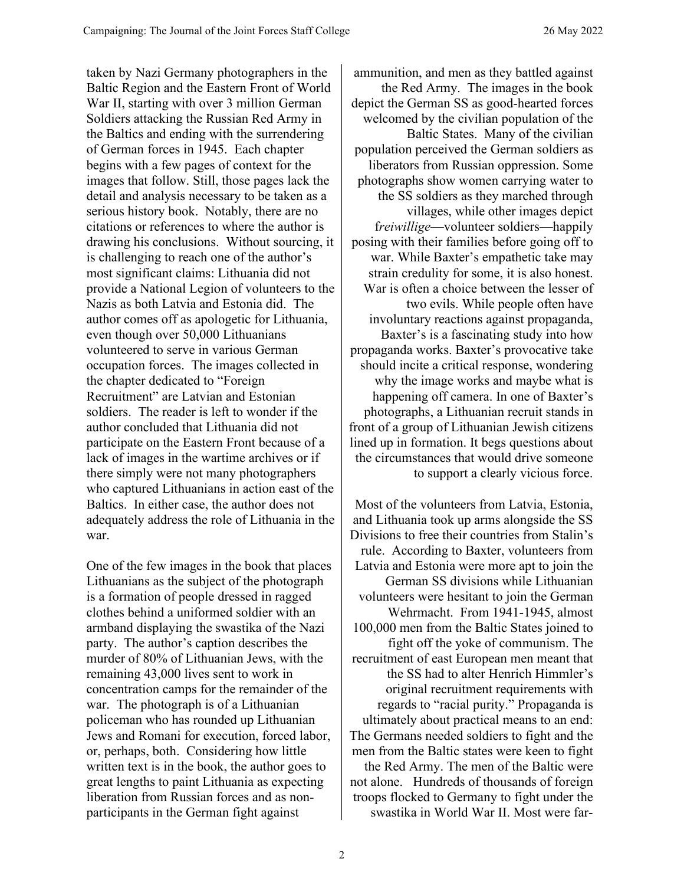taken by Nazi Germany photographers in the Baltic Region and the Eastern Front of World War II, starting with over 3 million German Soldiers attacking the Russian Red Army in the Baltics and ending with the surrendering of German forces in 1945. Each chapter begins with a few pages of context for the images that follow. Still, those pages lack the detail and analysis necessary to be taken as a serious history book. Notably, there are no citations or references to where the author is drawing his conclusions. Without sourcing, it is challenging to reach one of the author's most significant claims: Lithuania did not provide a National Legion of volunteers to the Nazis as both Latvia and Estonia did. The author comes off as apologetic for Lithuania, even though over 50,000 Lithuanians volunteered to serve in various German occupation forces. The images collected in the chapter dedicated to "Foreign Recruitment" are Latvian and Estonian soldiers. The reader is left to wonder if the author concluded that Lithuania did not participate on the Eastern Front because of a lack of images in the wartime archives or if there simply were not many photographers who captured Lithuanians in action east of the Baltics. In either case, the author does not adequately address the role of Lithuania in the war.

One of the few images in the book that places Lithuanians as the subject of the photograph is a formation of people dressed in ragged clothes behind a uniformed soldier with an armband displaying the swastika of the Nazi party. The author's caption describes the murder of 80% of Lithuanian Jews, with the remaining 43,000 lives sent to work in concentration camps for the remainder of the war. The photograph is of a Lithuanian policeman who has rounded up Lithuanian Jews and Romani for execution, forced labor, or, perhaps, both. Considering how little written text is in the book, the author goes to great lengths to paint Lithuania as expecting liberation from Russian forces and as non-participants in the German fight against ammunition, and men as they battled against the Red Army. The images in the book depict the German SS as good-hearted forces welcomed by the civilian population of the Baltic States. Many of the civilian population perceived the German soldiers as liberators from Russian oppression. Some photographs show women carrying water to the SS soldiers as they marched through villages, while other images depict f*reiwillige*—volunteer soldiers—happily posing with their families before going off to war. While Baxter's empathetic take may strain credulity for some, it is also honest. War is often a choice between the lesser of two evils. While people often have involuntary reactions against propaganda, Baxter's is a fascinating study into how propaganda works. Baxter's provocative take should incite a critical response, wondering why the image works and maybe what is happening off camera. In one of Baxter's photographs, a Lithuanian recruit stands in front of a group of Lithuanian Jewish citizens lined up in formation. It begs questions about the circumstances that would drive someone to support a clearly vicious force.

Most of the volunteers from Latvia, Estonia, and Lithuania took up arms alongside the SS Divisions to free their countries from Stalin's rule. According to Baxter, volunteers from Latvia and Estonia were more apt to join the German SS divisions while Lithuanian volunteers were hesitant to join the German Wehrmacht. From 1941-1945, almost 100,000 men from the Baltic States joined to fight off the yoke of communism. The recruitment of east European men meant that the SS had to alter Henrich Himmler's original recruitment requirements with regards to "racial purity." Propaganda is ultimately about practical means to an end: The Germans needed soldiers to fight and the men from the Baltic states were keen to fight the Red Army. The men of the Baltic were not alone. Hundreds of thousands of foreign troops flocked to Germany to fight under the swastika in World War II. Most were far-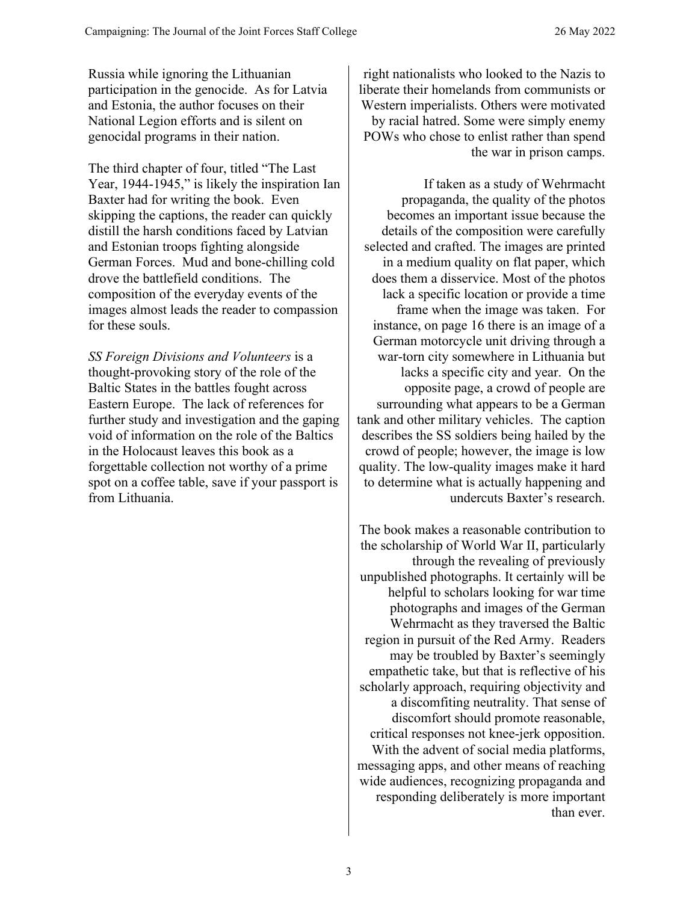Russia while ignoring the Lithuanian participation in the genocide. As for Latvia and Estonia, the author focuses on their National Legion efforts and is silent on genocidal programs in their nation.

The third chapter of four, titled "The Last Year, 1944-1945," is likely the inspiration Ian Baxter had for writing the book. Even skipping the captions, the reader can quickly distill the harsh conditions faced by Latvian and Estonian troops fighting alongside German Forces. Mud and bone-chilling cold drove the battlefield conditions. The composition of the everyday events of the images almost leads the reader to compassion for these souls.

*SS Foreign Divisions and Volunteers* is a thought-provoking story of the role of the Baltic States in the battles fought across Eastern Europe. The lack of references for further study and investigation and the gaping void of information on the role of the Baltics in the Holocaust leaves this book as a forgettable collection not worthy of a prime spot on a coffee table, save if your passport is from Lithuania.

right nationalists who looked to the Nazis to liberate their homelands from communists or Western imperialists. Others were motivated by racial hatred. Some were simply enemy POWs who chose to enlist rather than spend the war in prison camps.

If taken as a study of Wehrmacht propaganda, the quality of the photos becomes an important issue because the details of the composition were carefully selected and crafted. The images are printed in a medium quality on flat paper, which does them a disservice. Most of the photos lack a specific location or provide a time frame when the image was taken. For instance, on page 16 there is an image of a German motorcycle unit driving through a war-torn city somewhere in Lithuania but lacks a specific city and year. On the opposite page, a crowd of people are surrounding what appears to be a German tank and other military vehicles. The caption describes the SS soldiers being hailed by the crowd of people; however, the image is low quality. The low-quality images make it hard to determine what is actually happening and undercuts Baxter's research.

The book makes a reasonable contribution to the scholarship of World War II, particularly through the revealing of previously unpublished photographs. It certainly will be helpful to scholars looking for war time photographs and images of the German Wehrmacht as they traversed the Baltic region in pursuit of the Red Army. Readers may be troubled by Baxter's seemingly empathetic take, but that is reflective of his scholarly approach, requiring objectivity and a discomfiting neutrality. That sense of discomfort should promote reasonable, critical responses not knee-jerk opposition. With the advent of social media platforms, messaging apps, and other means of reaching wide audiences, recognizing propaganda and responding deliberately is more important than ever.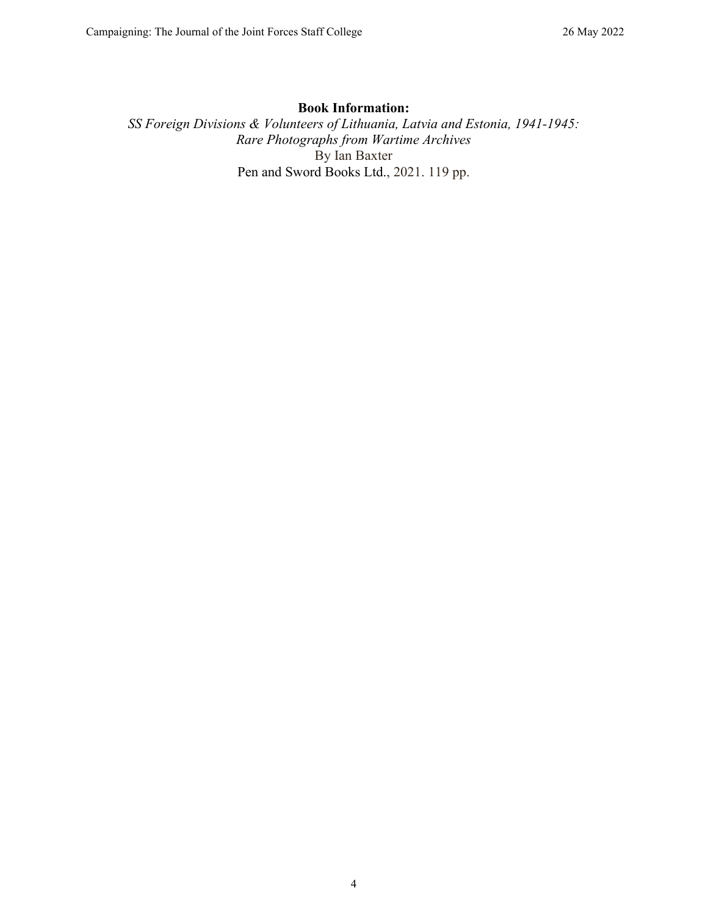**Book Information:**

*SS Foreign Divisions & Volunteers of Lithuania, Latvia and Estonia, 1941-1945: Rare Photographs from Wartime Archives*

By Ian Baxter

Pen and Sword Books Ltd., 2021. 119 pp.